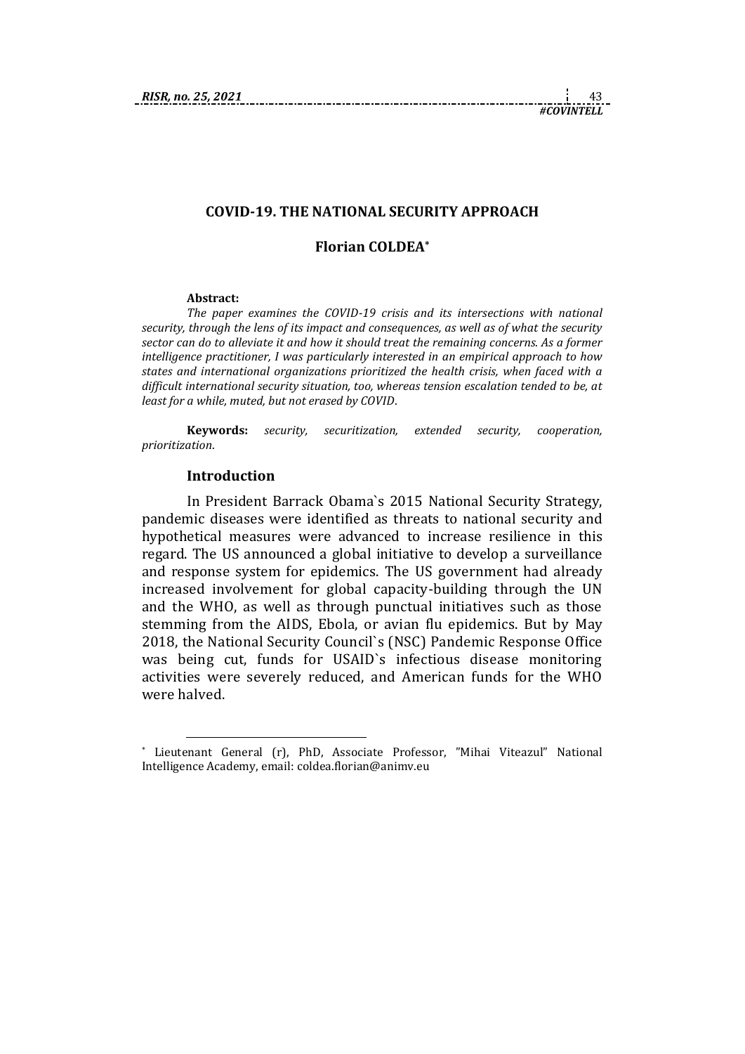# COVID-19. THE NATIONAL SECURITY APPROACH

**Florian COLDEA***

**Abstract:**

*The paper examines the COVID-19 crisis and its intersections with national security, through the lens of its impact and consequences, as well as of what the security sector can do to alleviate it and how it should treat the remaining concerns. As a former intelligence practitioner, I was particularly interested in an empirical approach to how states and international organizations prioritized the health crisis, when faced with a difficult international security situation, too, whereas tension escalation tended to be, at least for a while, muted, but not erased by COVID.*

**Keywords:** *security, securitization, extended security, cooperation, prioritization.*

## Introduction

In President Barrack Obama`s 2015 National Security Strategy, pandemic diseases were identified as threats to national security and hypothetical measures were advanced to increase resilience in this regard. The US announced a global initiative to develop a surveillance and response system for epidemics. The US government had already increased involvement for global capacity-building through the UN and the WHO, as well as through punctual initiatives such as those stemming from the AIDS, Ebola, or avian flu epidemics. But by May 2018, the National Security Council`s (NSC) Pandemic Response Office was being cut, funds for USAID`s infectious disease monitoring activities were severely reduced, and American funds for the WHO were halved.

---

* Lieutenant General (r), PhD, Associate Professor, "Mihai Viteazul" National Intelligence Academy, email: coldea.florian@animv.eu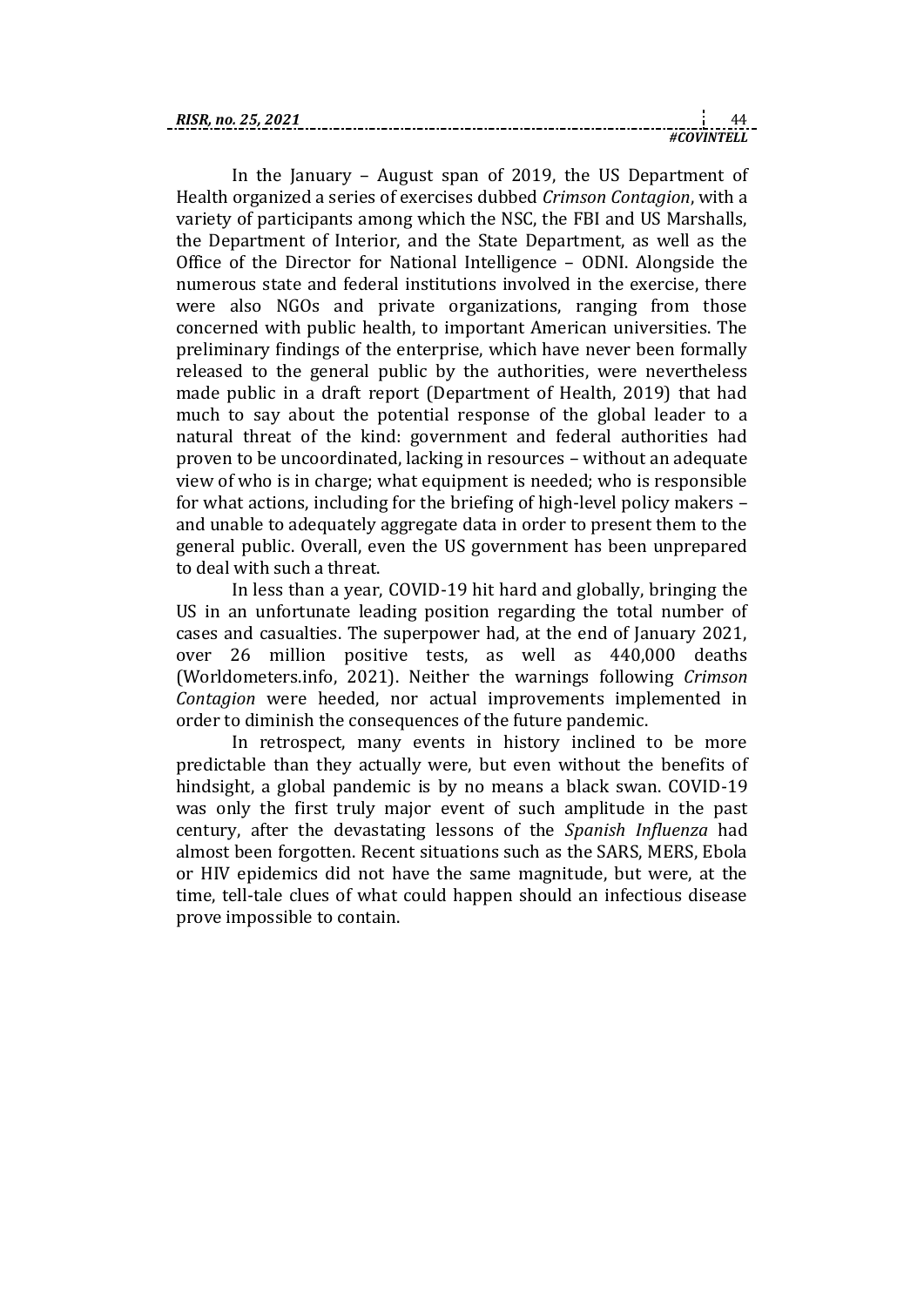In the January – August span of 2019, the US Department of Health organized a series of exercises dubbed *Crimson Contagion*, with a variety of participants among which the NSC, the FBI and US Marshalls, the Department of Interior, and the State Department, as well as the Office of the Director for National Intelligence – ODNI. Alongside the numerous state and federal institutions involved in the exercise, there were also NGOs and private organizations, ranging from those concerned with public health, to important American universities. The preliminary findings of the enterprise, which have never been formally released to the general public by the authorities, were nevertheless made public in a draft report (Department of Health, 2019) that had much to say about the potential response of the global leader to a natural threat of the kind: government and federal authorities had proven to be uncoordinated, lacking in resources – without an adequate view of who is in charge; what equipment is needed; who is responsible for what actions, including for the briefing of high-level policy makers – and unable to adequately aggregate data in order to present them to the general public. Overall, even the US government has been unprepared to deal with such a threat.

In less than a year, COVID-19 hit hard and globally, bringing the US in an unfortunate leading position regarding the total number of cases and casualties. The superpower had, at the end of January 2021, over 26 million positive tests, as well as 440,000 deaths (Worldometers.info, 2021). Neither the warnings following *Crimson Contagion* were heeded, nor actual improvements implemented in order to diminish the consequences of the future pandemic.

In retrospect, many events in history inclined to be more predictable than they actually were, but even without the benefits of hindsight, a global pandemic is by no means a black swan. COVID-19 was only the first truly major event of such amplitude in the past century, after the devastating lessons of the *Spanish Influenza* had almost been forgotten. Recent situations such as the SARS, MERS, Ebola or HIV epidemics did not have the same magnitude, but were, at the time, tell-tale clues of what could happen should an infectious disease prove impossible to contain.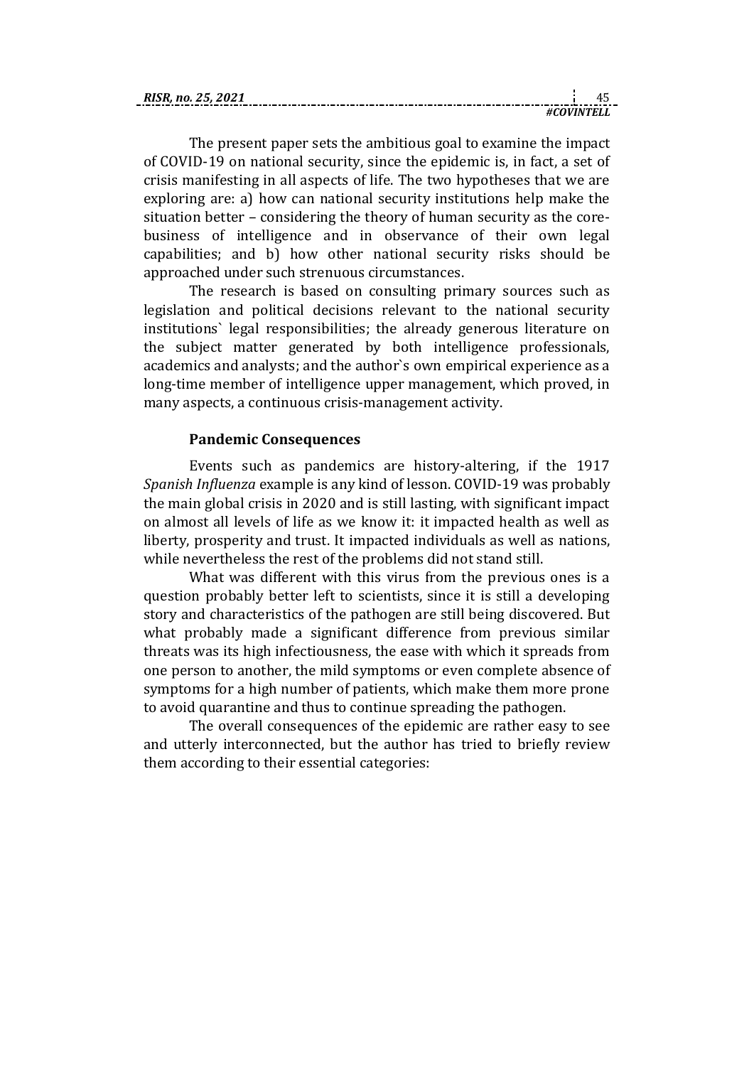The present paper sets the ambitious goal to examine the impact of COVID-19 on national security, since the epidemic is, in fact, a set of crisis manifesting in all aspects of life. The two hypotheses that we are exploring are: a) how can national security institutions help make the situation better – considering the theory of human security as the core-business of intelligence and in observance of their own legal capabilities; and b) how other national security risks should be approached under such strenuous circumstances.

The research is based on consulting primary sources such as legislation and political decisions relevant to the national security institutions` legal responsibilities; the already generous literature on the subject matter generated by both intelligence professionals, academics and analysts; and the author`s own empirical experience as a long-time member of intelligence upper management, which proved, in many aspects, a continuous crisis-management activity.

## Pandemic Consequences

Events such as pandemics are history-altering, if the 1917 *Spanish Influenza* example is any kind of lesson. COVID-19 was probably the main global crisis in 2020 and is still lasting, with significant impact on almost all levels of life as we know it: it impacted health as well as liberty, prosperity and trust. It impacted individuals as well as nations, while nevertheless the rest of the problems did not stand still.

What was different with this virus from the previous ones is a question probably better left to scientists, since it is still a developing story and characteristics of the pathogen are still being discovered. But what probably made a significant difference from previous similar threats was its high infectiousness, the ease with which it spreads from one person to another, the mild symptoms or even complete absence of symptoms for a high number of patients, which make them more prone to avoid quarantine and thus to continue spreading the pathogen.

The overall consequences of the epidemic are rather easy to see and utterly interconnected, but the author has tried to briefly review them according to their essential categories: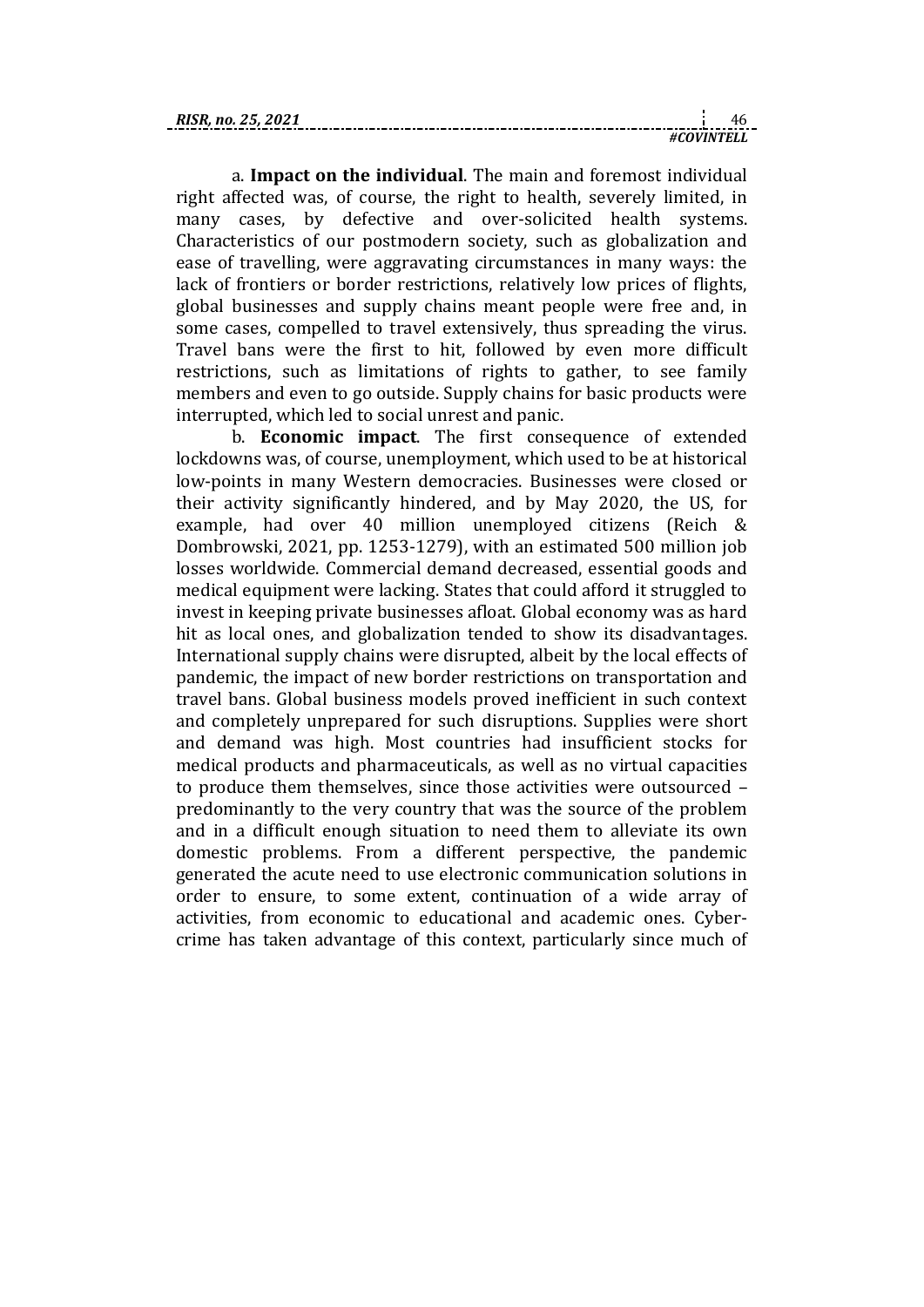a. **Impact on the individual**. The main and foremost individual right affected was, of course, the right to health, severely limited, in many cases, by defective and over-solicited health systems. Characteristics of our postmodern society, such as globalization and ease of travelling, were aggravating circumstances in many ways: the lack of frontiers or border restrictions, relatively low prices of flights, global businesses and supply chains meant people were free and, in some cases, compelled to travel extensively, thus spreading the virus. Travel bans were the first to hit, followed by even more difficult restrictions, such as limitations of rights to gather, to see family members and even to go outside. Supply chains for basic products were interrupted, which led to social unrest and panic.

b. **Economic impact**. The first consequence of extended lockdowns was, of course, unemployment, which used to be at historical low-points in many Western democracies. Businesses were closed or their activity significantly hindered, and by May 2020, the US, for example, had over 40 million unemployed citizens (Reich & Dombrowski, 2021, pp. 1253-1279), with an estimated 500 million job losses worldwide. Commercial demand decreased, essential goods and medical equipment were lacking. States that could afford it struggled to invest in keeping private businesses afloat. Global economy was as hard hit as local ones, and globalization tended to show its disadvantages. International supply chains were disrupted, albeit by the local effects of pandemic, the impact of new border restrictions on transportation and travel bans. Global business models proved inefficient in such context and completely unprepared for such disruptions. Supplies were short and demand was high. Most countries had insufficient stocks for medical products and pharmaceuticals, as well as no virtual capacities to produce them themselves, since those activities were outsourced – predominantly to the very country that was the source of the problem and in a difficult enough situation to need them to alleviate its own domestic problems. From a different perspective, the pandemic generated the acute need to use electronic communication solutions in order to ensure, to some extent, continuation of a wide array of activities, from economic to educational and academic ones. Cyber-crime has taken advantage of this context, particularly since much of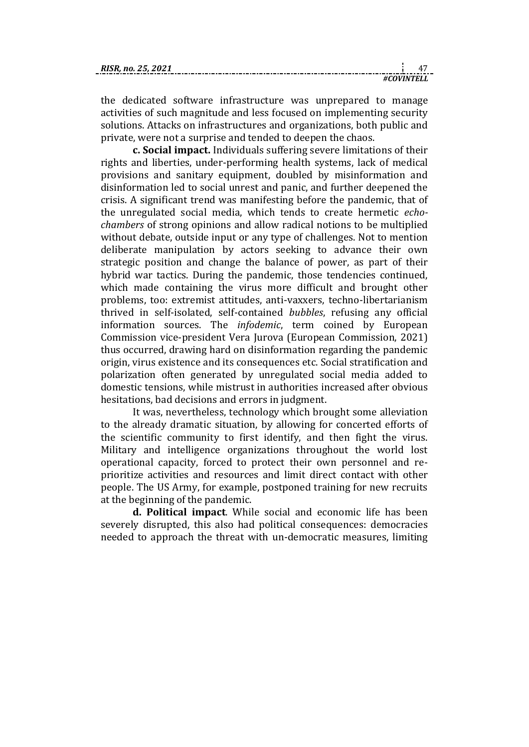the dedicated software infrastructure was unprepared to manage activities of such magnitude and less focused on implementing security solutions. Attacks on infrastructures and organizations, both public and private, were not a surprise and tended to deepen the chaos.

**c. Social impact.** Individuals suffering severe limitations of their rights and liberties, under-performing health systems, lack of medical provisions and sanitary equipment, doubled by misinformation and disinformation led to social unrest and panic, and further deepened the crisis. A significant trend was manifesting before the pandemic, that of the unregulated social media, which tends to create hermetic *echo-chambers* of strong opinions and allow radical notions to be multiplied without debate, outside input or any type of challenges. Not to mention deliberate manipulation by actors seeking to advance their own strategic position and change the balance of power, as part of their hybrid war tactics. During the pandemic, those tendencies continued, which made containing the virus more difficult and brought other problems, too: extremist attitudes, anti-vaxxers, techno-libertarianism thrived in self-isolated, self-contained *bubbles*, refusing any official information sources. The *infodemic*, term coined by European Commission vice-president Vera Jurova (European Commission, 2021) thus occurred, drawing hard on disinformation regarding the pandemic origin, virus existence and its consequences etc. Social stratification and polarization often generated by unregulated social media added to domestic tensions, while mistrust in authorities increased after obvious hesitations, bad decisions and errors in judgment.

It was, nevertheless, technology which brought some alleviation to the already dramatic situation, by allowing for concerted efforts of the scientific community to first identify, and then fight the virus. Military and intelligence organizations throughout the world lost operational capacity, forced to protect their own personnel and re-prioritize activities and resources and limit direct contact with other people. The US Army, for example, postponed training for new recruits at the beginning of the pandemic.

**d. Political impact**. While social and economic life has been severely disrupted, this also had political consequences: democracies needed to approach the threat with un-democratic measures, limiting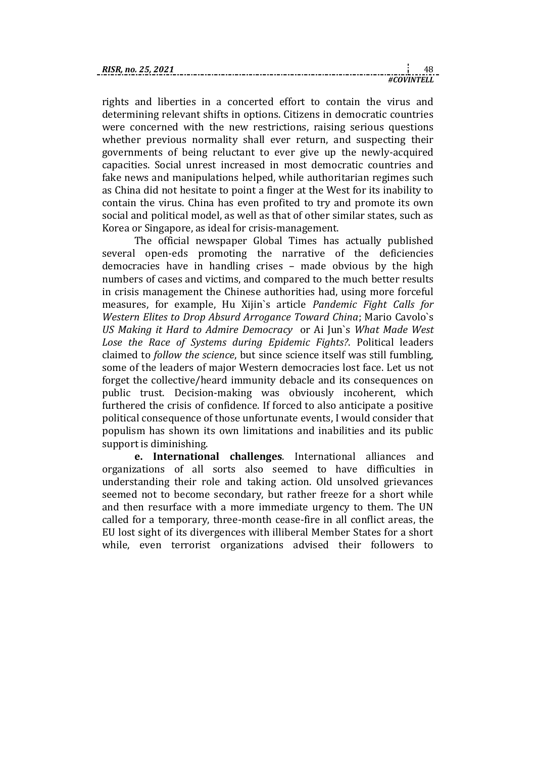rights and liberties in a concerted effort to contain the virus and determining relevant shifts in options. Citizens in democratic countries were concerned with the new restrictions, raising serious questions whether previous normality shall ever return, and suspecting their governments of being reluctant to ever give up the newly-acquired capacities. Social unrest increased in most democratic countries and fake news and manipulations helped, while authoritarian regimes such as China did not hesitate to point a finger at the West for its inability to contain the virus. China has even profited to try and promote its own social and political model, as well as that of other similar states, such as Korea or Singapore, as ideal for crisis-management.

The official newspaper Global Times has actually published several open-eds promoting the narrative of the deficiencies democracies have in handling crises – made obvious by the high numbers of cases and victims, and compared to the much better results in crisis management the Chinese authorities had, using more forceful measures, for example, Hu Xijin`s article *Pandemic Fight Calls for Western Elites to Drop Absurd Arrogance Toward China*; Mario Cavolo`s *US Making it Hard to Admire Democracy* or Ai Jun`s *What Made West Lose the Race of Systems during Epidemic Fights?*. Political leaders claimed to *follow the science*, but since science itself was still fumbling, some of the leaders of major Western democracies lost face. Let us not forget the collective/heard immunity debacle and its consequences on public trust. Decision-making was obviously incoherent, which furthered the crisis of confidence. If forced to also anticipate a positive political consequence of those unfortunate events, I would consider that populism has shown its own limitations and inabilities and its public support is diminishing.

**e. International challenges**. International alliances and organizations of all sorts also seemed to have difficulties in understanding their role and taking action. Old unsolved grievances seemed not to become secondary, but rather freeze for a short while and then resurface with a more immediate urgency to them. The UN called for a temporary, three-month cease-fire in all conflict areas, the EU lost sight of its divergences with illiberal Member States for a short while, even terrorist organizations advised their followers to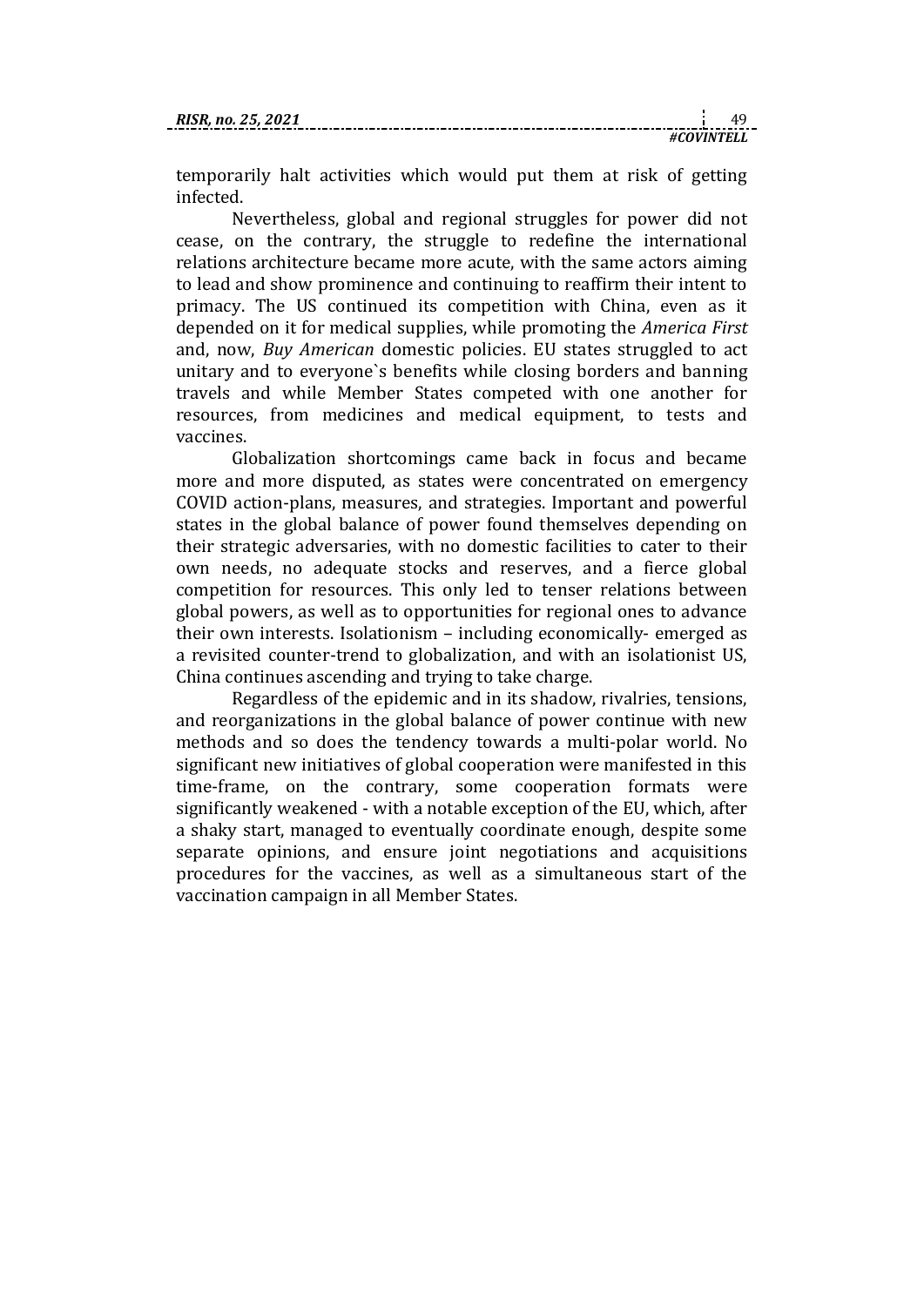temporarily halt activities which would put them at risk of getting infected.

Nevertheless, global and regional struggles for power did not cease, on the contrary, the struggle to redefine the international relations architecture became more acute, with the same actors aiming to lead and show prominence and continuing to reaffirm their intent to primacy. The US continued its competition with China, even as it depended on it for medical supplies, while promoting the *America First* and, now, *Buy American* domestic policies. EU states struggled to act unitary and to everyone`s benefits while closing borders and banning travels and while Member States competed with one another for resources, from medicines and medical equipment, to tests and vaccines.

Globalization shortcomings came back in focus and became more and more disputed, as states were concentrated on emergency COVID action-plans, measures, and strategies. Important and powerful states in the global balance of power found themselves depending on their strategic adversaries, with no domestic facilities to cater to their own needs, no adequate stocks and reserves, and a fierce global competition for resources. This only led to tenser relations between global powers, as well as to opportunities for regional ones to advance their own interests. Isolationism – including economically- emerged as a revisited counter-trend to globalization, and with an isolationist US, China continues ascending and trying to take charge.

Regardless of the epidemic and in its shadow, rivalries, tensions, and reorganizations in the global balance of power continue with new methods and so does the tendency towards a multi-polar world. No significant new initiatives of global cooperation were manifested in this time-frame, on the contrary, some cooperation formats were significantly weakened - with a notable exception of the EU, which, after a shaky start, managed to eventually coordinate enough, despite some separate opinions, and ensure joint negotiations and acquisitions procedures for the vaccines, as well as a simultaneous start of the vaccination campaign in all Member States.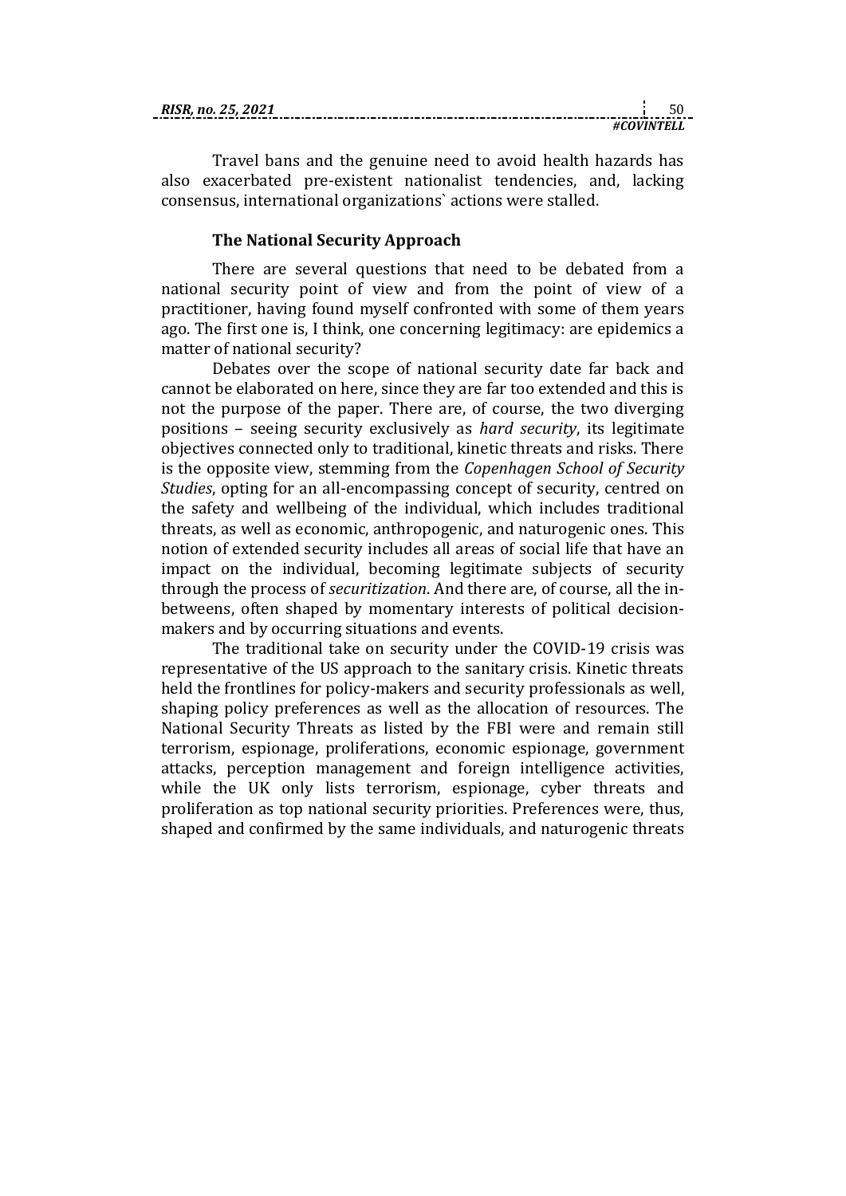Travel bans and the genuine need to avoid health hazards has also exacerbated pre-existent nationalist tendencies, and, lacking consensus, international organizations` actions were stalled.

### The National Security Approach

There are several questions that need to be debated from a national security point of view and from the point of view of a practitioner, having found myself confronted with some of them years ago. The first one is, I think, one concerning legitimacy: are epidemics a matter of national security?

Debates over the scope of national security date far back and cannot be elaborated on here, since they are far too extended and this is not the purpose of the paper. There are, of course, the two diverging positions – seeing security exclusively as *hard security*, its legitimate objectives connected only to traditional, kinetic threats and risks. There is the opposite view, stemming from the *Copenhagen School of Security Studies*, opting for an all-encompassing concept of security, centred on the safety and wellbeing of the individual, which includes traditional threats, as well as economic, anthropogenic, and naturogenic ones. This notion of extended security includes all areas of social life that have an impact on the individual, becoming legitimate subjects of security through the process of *securitization*. And there are, of course, all the in-betweens, often shaped by momentary interests of political decision-makers and by occurring situations and events.

The traditional take on security under the COVID-19 crisis was representative of the US approach to the sanitary crisis. Kinetic threats held the frontlines for policy-makers and security professionals as well, shaping policy preferences as well as the allocation of resources. The National Security Threats as listed by the FBI were and remain still terrorism, espionage, proliferations, economic espionage, government attacks, perception management and foreign intelligence activities, while the UK only lists terrorism, espionage, cyber threats and proliferation as top national security priorities. Preferences were, thus, shaped and confirmed by the same individuals, and naturogenic threats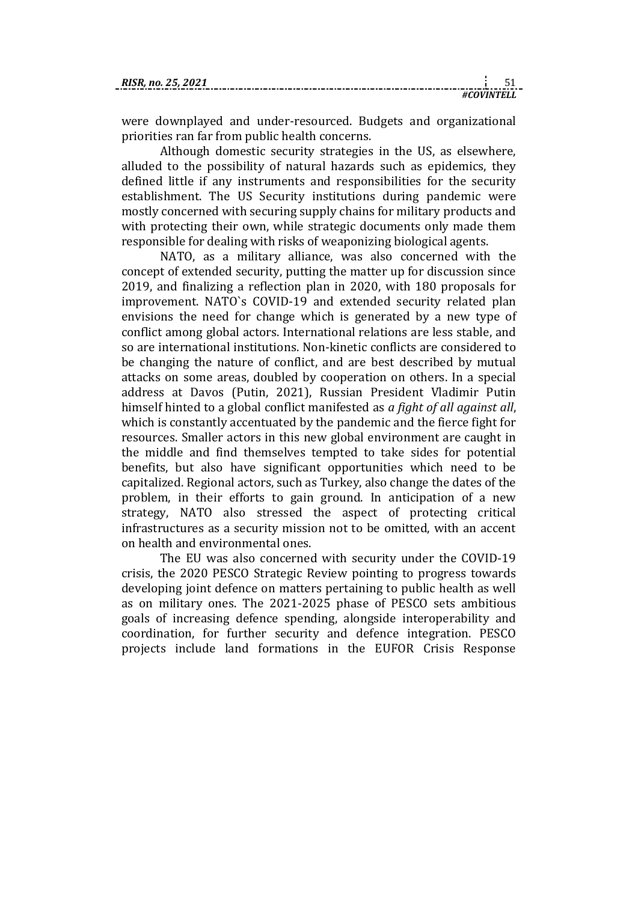were downplayed and under-resourced. Budgets and organizational priorities ran far from public health concerns.

Although domestic security strategies in the US, as elsewhere, alluded to the possibility of natural hazards such as epidemics, they defined little if any instruments and responsibilities for the security establishment. The US Security institutions during pandemic were mostly concerned with securing supply chains for military products and with protecting their own, while strategic documents only made them responsible for dealing with risks of weaponizing biological agents.

NATO, as a military alliance, was also concerned with the concept of extended security, putting the matter up for discussion since 2019, and finalizing a reflection plan in 2020, with 180 proposals for improvement. NATO`s COVID-19 and extended security related plan envisions the need for change which is generated by a new type of conflict among global actors. International relations are less stable, and so are international institutions. Non-kinetic conflicts are considered to be changing the nature of conflict, and are best described by mutual attacks on some areas, doubled by cooperation on others. In a special address at Davos (Putin, 2021), Russian President Vladimir Putin himself hinted to a global conflict manifested as *a fight of all against all*, which is constantly accentuated by the pandemic and the fierce fight for resources. Smaller actors in this new global environment are caught in the middle and find themselves tempted to take sides for potential benefits, but also have significant opportunities which need to be capitalized. Regional actors, such as Turkey, also change the dates of the problem, in their efforts to gain ground. In anticipation of a new strategy, NATO also stressed the aspect of protecting critical infrastructures as a security mission not to be omitted, with an accent on health and environmental ones.

The EU was also concerned with security under the COVID-19 crisis, the 2020 PESCO Strategic Review pointing to progress towards developing joint defence on matters pertaining to public health as well as on military ones. The 2021-2025 phase of PESCO sets ambitious goals of increasing defence spending, alongside interoperability and coordination, for further security and defence integration. PESCO projects include land formations in the EUFOR Crisis Response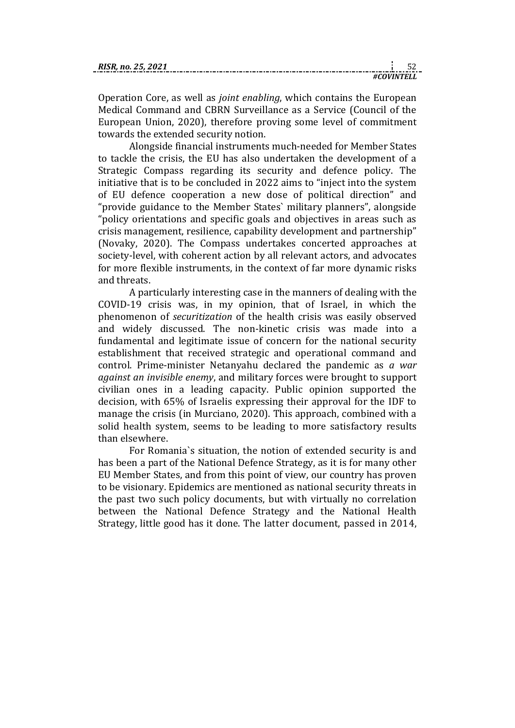Operation Core, as well as *joint enabling*, which contains the European Medical Command and CBRN Surveillance as a Service (Council of the European Union, 2020), therefore proving some level of commitment towards the extended security notion.

Alongside financial instruments much-needed for Member States to tackle the crisis, the EU has also undertaken the development of a Strategic Compass regarding its security and defence policy. The initiative that is to be concluded in 2022 aims to "inject into the system of EU defence cooperation a new dose of political direction" and "provide guidance to the Member States` military planners", alongside "policy orientations and specific goals and objectives in areas such as crisis management, resilience, capability development and partnership" (Novaky, 2020). The Compass undertakes concerted approaches at society-level, with coherent action by all relevant actors, and advocates for more flexible instruments, in the context of far more dynamic risks and threats.

A particularly interesting case in the manners of dealing with the COVID-19 crisis was, in my opinion, that of Israel, in which the phenomenon of *securitization* of the health crisis was easily observed and widely discussed. The non-kinetic crisis was made into a fundamental and legitimate issue of concern for the national security establishment that received strategic and operational command and control. Prime-minister Netanyahu declared the pandemic as *a war against an invisible enemy*, and military forces were brought to support civilian ones in a leading capacity. Public opinion supported the decision, with 65% of Israelis expressing their approval for the IDF to manage the crisis (in Murciano, 2020). This approach, combined with a solid health system, seems to be leading to more satisfactory results than elsewhere.

For Romania`s situation, the notion of extended security is and has been a part of the National Defence Strategy, as it is for many other EU Member States, and from this point of view, our country has proven to be visionary. Epidemics are mentioned as national security threats in the past two such policy documents, but with virtually no correlation between the National Defence Strategy and the National Health Strategy, little good has it done. The latter document, passed in 2014,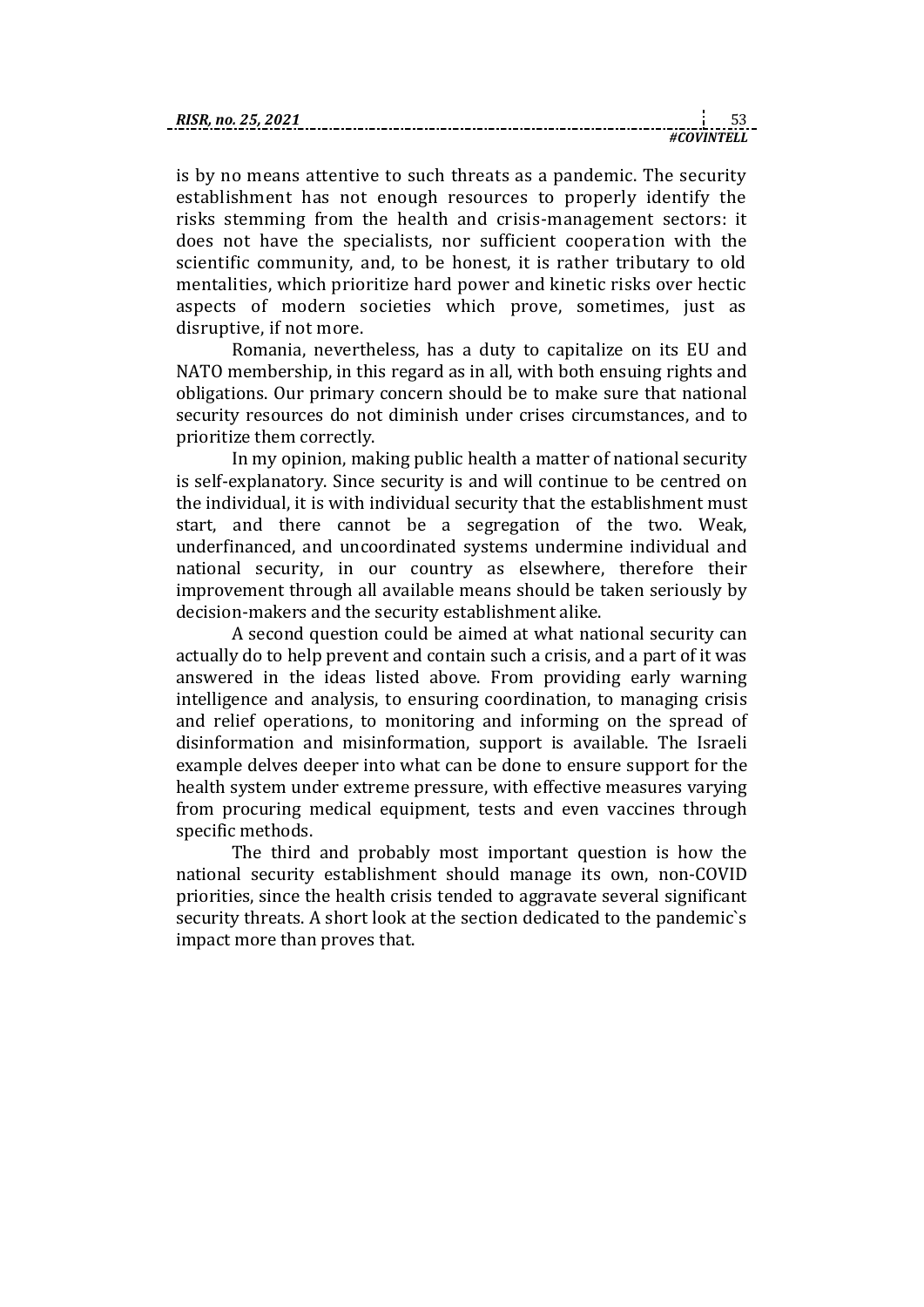is by no means attentive to such threats as a pandemic. The security establishment has not enough resources to properly identify the risks stemming from the health and crisis-management sectors: it does not have the specialists, nor sufficient cooperation with the scientific community, and, to be honest, it is rather tributary to old mentalities, which prioritize hard power and kinetic risks over hectic aspects of modern societies which prove, sometimes, just as disruptive, if not more.

Romania, nevertheless, has a duty to capitalize on its EU and NATO membership, in this regard as in all, with both ensuing rights and obligations. Our primary concern should be to make sure that national security resources do not diminish under crises circumstances, and to prioritize them correctly.

In my opinion, making public health a matter of national security is self-explanatory. Since security is and will continue to be centred on the individual, it is with individual security that the establishment must start, and there cannot be a segregation of the two. Weak, underfinanced, and uncoordinated systems undermine individual and national security, in our country as elsewhere, therefore their improvement through all available means should be taken seriously by decision-makers and the security establishment alike.

A second question could be aimed at what national security can actually do to help prevent and contain such a crisis, and a part of it was answered in the ideas listed above. From providing early warning intelligence and analysis, to ensuring coordination, to managing crisis and relief operations, to monitoring and informing on the spread of disinformation and misinformation, support is available. The Israeli example delves deeper into what can be done to ensure support for the health system under extreme pressure, with effective measures varying from procuring medical equipment, tests and even vaccines through specific methods.

The third and probably most important question is how the national security establishment should manage its own, non-COVID priorities, since the health crisis tended to aggravate several significant security threats. A short look at the section dedicated to the pandemic`s impact more than proves that.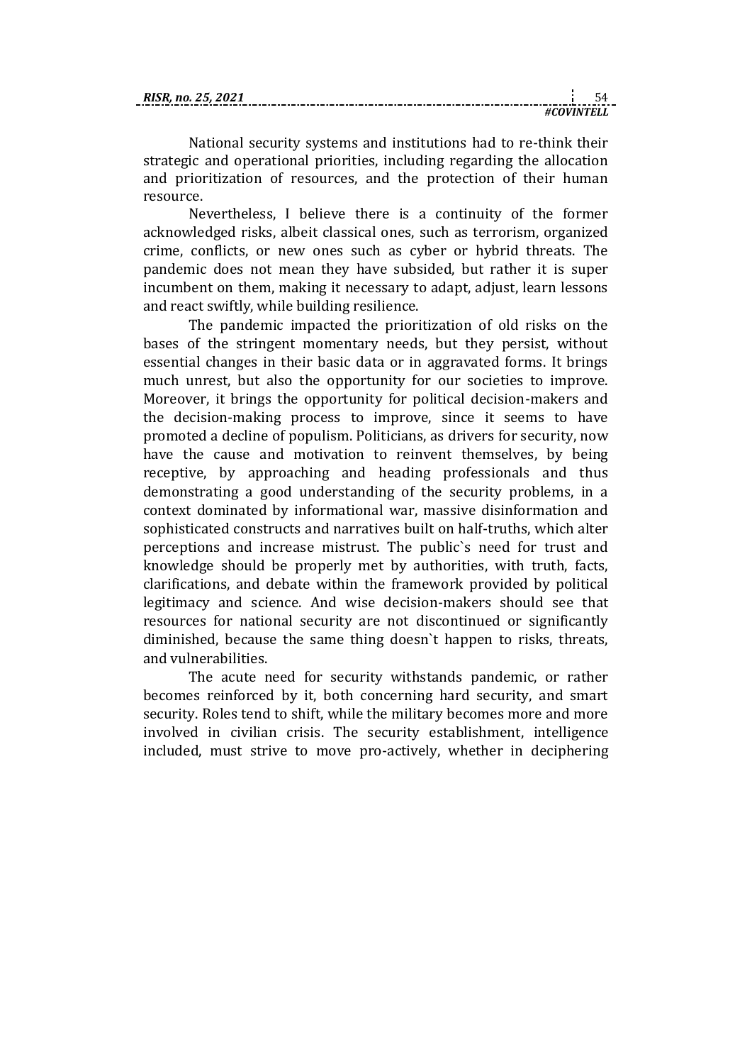National security systems and institutions had to re-think their strategic and operational priorities, including regarding the allocation and prioritization of resources, and the protection of their human resource.

Nevertheless, I believe there is a continuity of the former acknowledged risks, albeit classical ones, such as terrorism, organized crime, conflicts, or new ones such as cyber or hybrid threats. The pandemic does not mean they have subsided, but rather it is super incumbent on them, making it necessary to adapt, adjust, learn lessons and react swiftly, while building resilience.

The pandemic impacted the prioritization of old risks on the bases of the stringent momentary needs, but they persist, without essential changes in their basic data or in aggravated forms. It brings much unrest, but also the opportunity for our societies to improve. Moreover, it brings the opportunity for political decision-makers and the decision-making process to improve, since it seems to have promoted a decline of populism. Politicians, as drivers for security, now have the cause and motivation to reinvent themselves, by being receptive, by approaching and heading professionals and thus demonstrating a good understanding of the security problems, in a context dominated by informational war, massive disinformation and sophisticated constructs and narratives built on half-truths, which alter perceptions and increase mistrust. The public`s need for trust and knowledge should be properly met by authorities, with truth, facts, clarifications, and debate within the framework provided by political legitimacy and science. And wise decision-makers should see that resources for national security are not discontinued or significantly diminished, because the same thing doesn`t happen to risks, threats, and vulnerabilities.

The acute need for security withstands pandemic, or rather becomes reinforced by it, both concerning hard security, and smart security. Roles tend to shift, while the military becomes more and more involved in civilian crisis. The security establishment, intelligence included, must strive to move pro-actively, whether in deciphering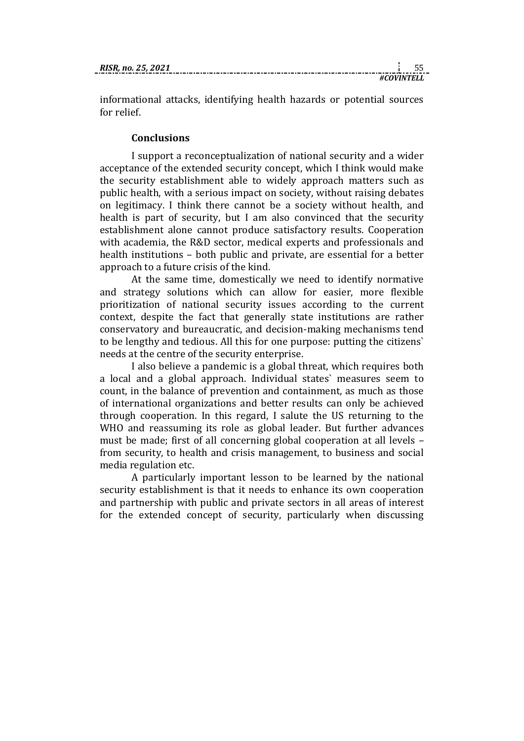informational attacks, identifying health hazards or potential sources for relief.

## Conclusions

I support a reconceptualization of national security and a wider acceptance of the extended security concept, which I think would make the security establishment able to widely approach matters such as public health, with a serious impact on society, without raising debates on legitimacy. I think there cannot be a society without health, and health is part of security, but I am also convinced that the security establishment alone cannot produce satisfactory results. Cooperation with academia, the R&D sector, medical experts and professionals and health institutions – both public and private, are essential for a better approach to a future crisis of the kind.

At the same time, domestically we need to identify normative and strategy solutions which can allow for easier, more flexible prioritization of national security issues according to the current context, despite the fact that generally state institutions are rather conservatory and bureaucratic, and decision-making mechanisms tend to be lengthy and tedious. All this for one purpose: putting the citizens` needs at the centre of the security enterprise.

I also believe a pandemic is a global threat, which requires both a local and a global approach. Individual states` measures seem to count, in the balance of prevention and containment, as much as those of international organizations and better results can only be achieved through cooperation. In this regard, I salute the US returning to the WHO and reassuming its role as global leader. But further advances must be made; first of all concerning global cooperation at all levels – from security, to health and crisis management, to business and social media regulation etc.

A particularly important lesson to be learned by the national security establishment is that it needs to enhance its own cooperation and partnership with public and private sectors in all areas of interest for the extended concept of security, particularly when discussing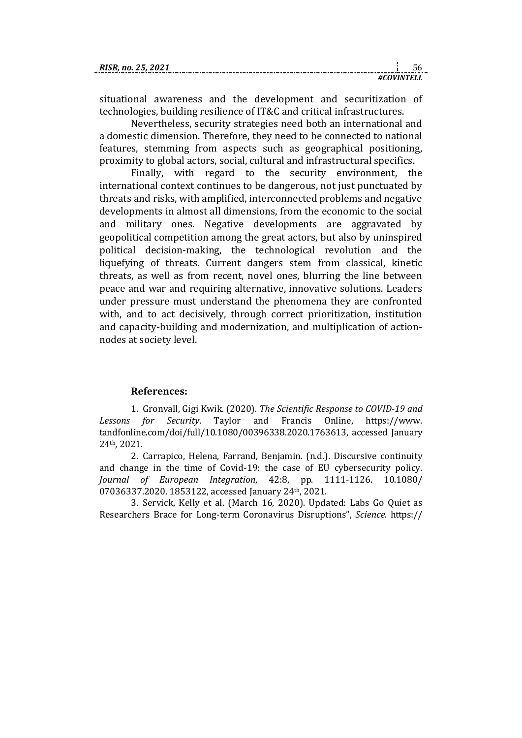situational awareness and the development and securitization of technologies, building resilience of IT&C and critical infrastructures.

Nevertheless, security strategies need both an international and a domestic dimension. Therefore, they need to be connected to national features, stemming from aspects such as geographical positioning, proximity to global actors, social, cultural and infrastructural specifics.

Finally, with regard to the security environment, the international context continues to be dangerous, not just punctuated by threats and risks, with amplified, interconnected problems and negative developments in almost all dimensions, from the economic to the social and military ones. Negative developments are aggravated by geopolitical competition among the great actors, but also by uninspired political decision-making, the technological revolution and the liquefying of threats. Current dangers stem from classical, kinetic threats, as well as from recent, novel ones, blurring the line between peace and war and requiring alternative, innovative solutions. Leaders under pressure must understand the phenomena they are confronted with, and to act decisively, through correct prioritization, institution and capacity-building and modernization, and multiplication of action-nodes at society level.

**References:**

1. Gronvall, Gigi Kwik. (2020). *The Scientific Response to COVID-19 and Lessons for Security*. Taylor and Francis Online, https://www.tandfonline.com/doi/full/10.1080/00396338.2020.1763613, accessed January 24th, 2021.

2. Carrapico, Helena, Farrand, Benjamin. (n.d.). Discursive continuity and change in the time of Covid-19: the case of EU cybersecurity policy. *Journal of European Integration*, 42:8, pp. 1111-1126. 10.1080/07036337.2020. 1853122, accessed January 24th, 2021.

3. Servick, Kelly et al. (March 16, 2020). Updated: Labs Go Quiet as Researchers Brace for Long-term Coronavirus Disruptions", *Science*. https://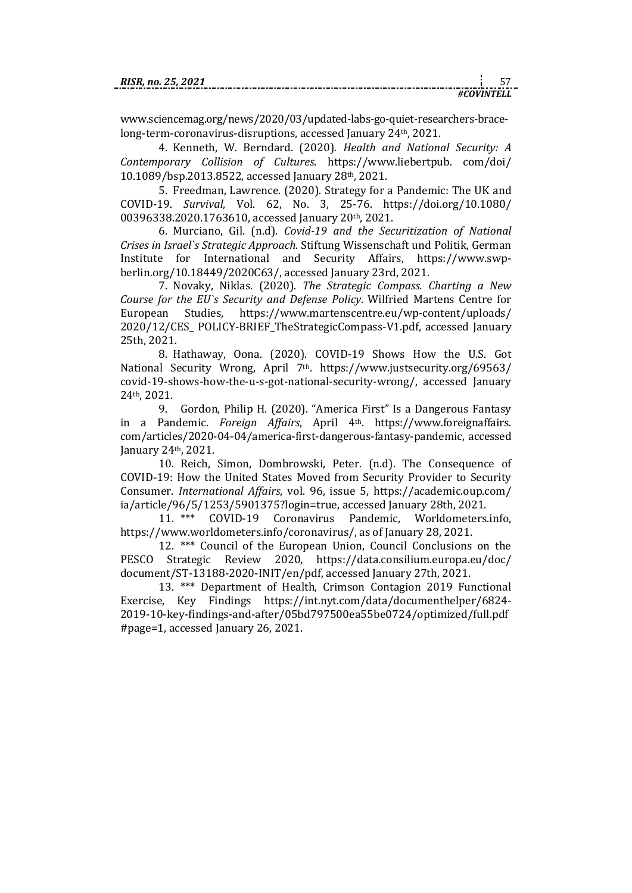www.sciencemag.org/news/2020/03/updated-labs-go-quiet-researchers-brace-long-term-coronavirus-disruptions, accessed January 24th, 2021.

4. Kenneth, W. Berndard. (2020). *Health and National Security: A Contemporary Collision of Cultures*. https://www.liebertpub. com/doi/ 10.1089/bsp.2013.8522, accessed January 28th, 2021.

5. Freedman, Lawrence. (2020). Strategy for a Pandemic: The UK and COVID-19. *Survival*, Vol. 62, No. 3, 25-76. https://doi.org/10.1080/ 00396338.2020.1763610, accessed January 20th, 2021.

6. Murciano, Gil. (n.d). *Covid-19 and the Securitization of National Crises in Israel`s Strategic Approach*. Stiftung Wissenschaft und Politik, German Institute for International and Security Affairs, https://www.swp-berlin.org/10.18449/2020C63/, accessed January 23rd, 2021.

7. Novaky, Niklas. (2020). *The Strategic Compass. Charting a New Course for the EU`s Security and Defense Policy*. Wilfried Martens Centre for European Studies, https://www.martenscentre.eu/wp-content/uploads/ 2020/12/CES_ POLICY-BRIEF_TheStrategicCompass-V1.pdf, accessed January 25th, 2021.

8. Hathaway, Oona. (2020). COVID-19 Shows How the U.S. Got National Security Wrong, April 7th. https://www.justsecurity.org/69563/ covid-19-shows-how-the-u-s-got-national-security-wrong/, accessed January 24th, 2021.

9. Gordon, Philip H. (2020). "America First" Is a Dangerous Fantasy in a Pandemic. *Foreign Affairs*, April 4th. https://www.foreignaffairs. com/articles/2020-04-04/america-first-dangerous-fantasy-pandemic, accessed January 24th, 2021.

10. Reich, Simon, Dombrowski, Peter. (n.d). The Consequence of COVID-19: How the United States Moved from Security Provider to Security Consumer. *International Affairs*, vol. 96, issue 5, https://academic.oup.com/ ia/article/96/5/1253/5901375?login=true, accessed January 28th, 2021.

11. *** COVID-19 Coronavirus Pandemic, Worldometers.info, https://www.worldometers.info/coronavirus/, as of January 28, 2021.

12. *** Council of the European Union, Council Conclusions on the PESCO Strategic Review 2020, https://data.consilium.europa.eu/doc/ document/ST-13188-2020-INIT/en/pdf, accessed January 27th, 2021.

13. *** Department of Health, Crimson Contagion 2019 Functional Exercise, Key Findings https://int.nyt.com/data/documenthelper/6824-2019-10-key-findings-and-after/05bd797500ea55be0724/optimized/full.pdf #page=1, accessed January 26, 2021.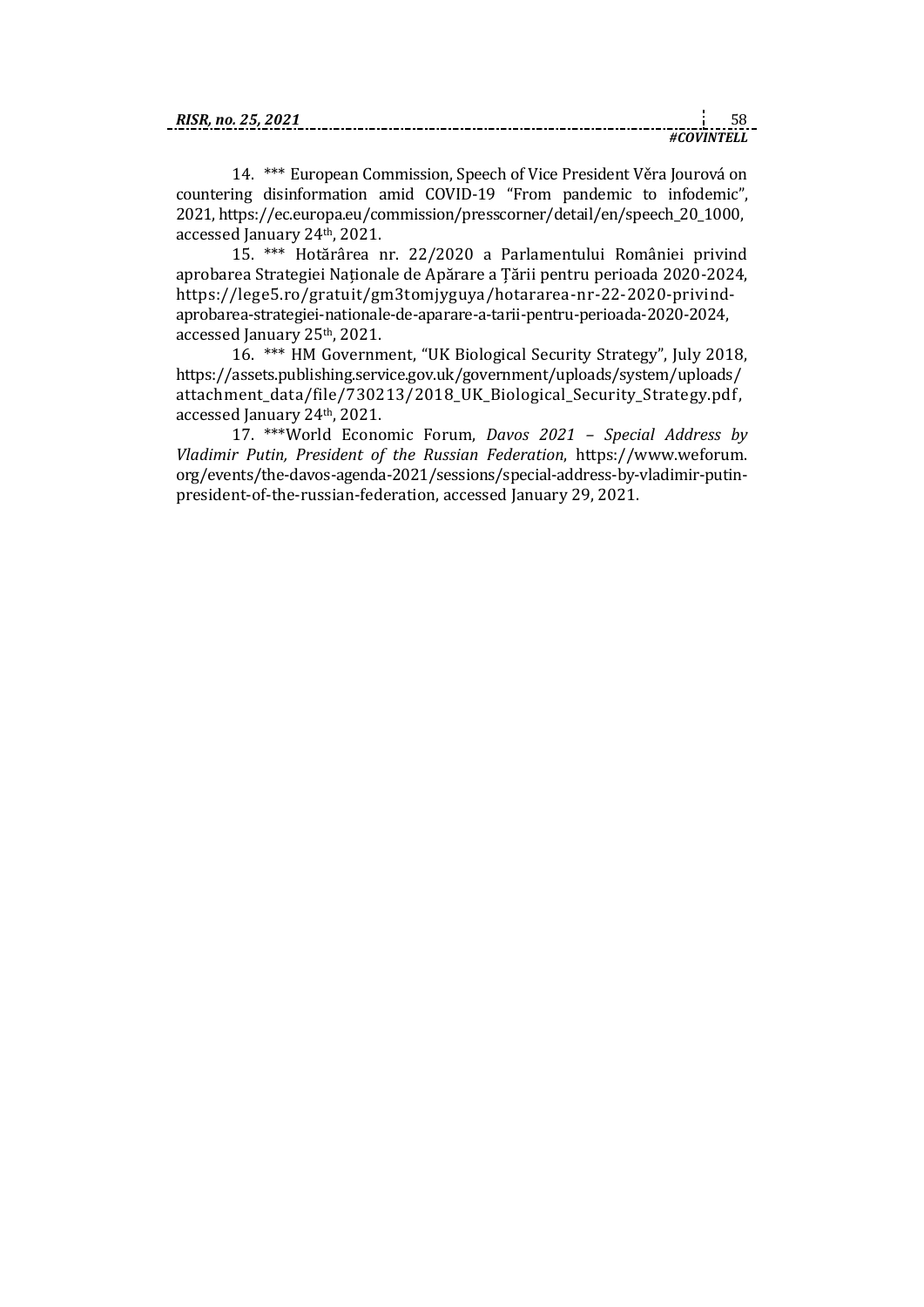14. *** European Commission, Speech of Vice President Věra Jourová on countering disinformation amid COVID-19 "From pandemic to infodemic", 2021, https://ec.europa.eu/commission/presscorner/detail/en/speech_20_1000, accessed January 24th, 2021.

15. *** Hotărârea nr. 22/2020 a Parlamentului României privind aprobarea Strategiei Naționale de Apărare a Țării pentru perioada 2020-2024, https://lege5.ro/gratuit/gm3tomjyguya/hotararea-nr-22-2020-privind-aprobarea-strategiei-nationale-de-aparare-a-tarii-pentru-perioada-2020-2024, accessed January 25th, 2021.

16. *** HM Government, "UK Biological Security Strategy", July 2018, https://assets.publishing.service.gov.uk/government/uploads/system/uploads/attachment_data/file/730213/2018_UK_Biological_Security_Strategy.pdf, accessed January 24th, 2021.

17. ***World Economic Forum, *Davos 2021 – Special Address by Vladimir Putin, President of the Russian Federation*, https://www.weforum.org/events/the-davos-agenda-2021/sessions/special-address-by-vladimir-putin-president-of-the-russian-federation, accessed January 29, 2021.